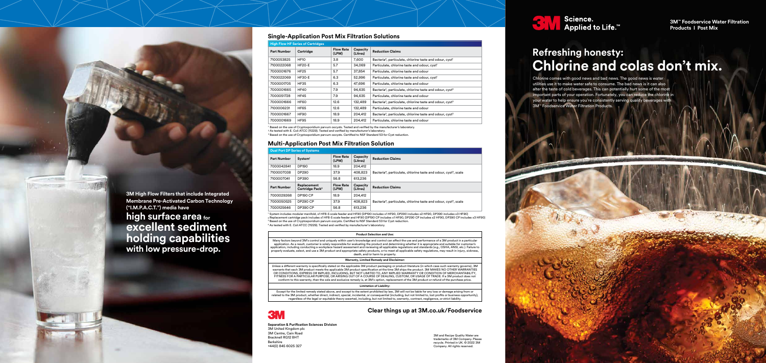## Refreshing honesty:
# Chlorine and colas don't mix.

3M™ Foodservice Water Filtration Products | Post Mix

Chlorine comes with good news and bad news. The good news is water utilities use it to make water safe to consume. The bad news is it can also alter the taste of cold beverages. This can potentially hurt some of the most important parts of your operation. Fortunately, you can reduce the chlorine in your water to help ensure you're consistently serving quality beverages with 3M™ Foodservice Water Filtration Products.

3M High Flow Filters that include Integrated Membrane Pre-Activated Carbon Technology ("I.M.P.A.C.T.") media have **high surface area for excellent sediment holding capabilities with low pressure-drop.**

## Single-Application Post Mix Filtration Solutions

| High Flow HF Series of Cartridges | | | | |
|---|---|---|---|---|
| **Part Number** | **Cartridge** | **Flow Rate (LPM)** | **Capacity (Litres)** | **Reduction Claims** |
| 7100053825 | HF10 | 3.8 | 7,600 | Bacteria[2], particulate, chlorine taste and odour, cyst[1] |
| 7100022068 | HF20-E | 5.7 | 34,069 | Particulate, chlorine taste and odour, cyst[1] |
| 7000001676 | HF25 | 5.7 | 37,854 | Particulate, chlorine taste and odour |
| 7100022069 | HF30-E | 6.3 | 52,996 | Particulate, chlorine taste and odour, cyst[1] |
| 7000001705 | HF35 | 6.3 | 47,696 | Particulate, chlorine taste and odour |
| 7000001665 | HF40 | 7.9 | 94,635 | Bacteria[2], particulate, chlorine taste and odour, cyst[3] |
| 7000051728 | HF45 | 7.9 | 94,635 | Particulate, chlorine taste and odour |
| 7000001666 | HF60 | 12.6 | 132,489 | Bacteria[2], particulate, chlorine taste and odour, cyst[3] |
| 7100006231 | HF65 | 12.6 | 132,489 | Particulate, chlorine taste and odour |
| 7000001667 | HF90 | 18.9 | 204,412 | Bacteria[2], particulate, chlorine taste and odour, cyst[3] |
| 7000001669 | HF95 | 18.9 | 204,412 | Particulate, chlorine taste and odour |

[1] Based on the use of Cryptosporidium parvum oocysts. Tested and verified by the manufacturer's laboratory.
[2] As tested with E. Coli ATCC (11229). Tested and verified by manufacturer's laboratory.
[3] Based on the use of Cryptosporidium parvum oocysts. Certified to NSF Standard 53 for Cyst reduction.

## Multi-Application Post Mix Filtration Solution

| Dual Port DP Series of Systems | | | | |
|---|---|---|---|---|
| **Part Number** | **System[1]** | **Flow Rate (LPM)** | **Capacity (Litres)** | **Reduction Claims** |
| 7000042841 | DP190 | 18.9 | 204,412 | Bacteria[4], particulate, chlorine taste and odour, cyst[3], scale |
| 7100007038 | DP290 | 37.9 | 408,823 | Bacteria[4], particulate, chlorine taste and odour, cyst[3], scale |
| 7100007041 | DP390 | 56.8 | 613,236 | Bacteria[4], particulate, chlorine taste and odour, cyst[3], scale |
| **Part Number** | **Replacement Cartridge Pack[2]** | **Flow Rate (LPM)** | **Capacity (Litres)** | **Reduction Claims** |
| 7000029268 | DP190 CP | 18.9 | 204,412 | Bacteria[4], particulate, chlorine taste and odour, cyst[3], scale |
| 7000050625 | DP290 CP | 37.9 | 408,823 | Bacteria[4], particulate, chlorine taste and odour, cyst[3], scale |
| 7000125646 | DP390 CP | 56.8 | 613,236 | Bacteria[4], particulate, chlorine taste and odour, cyst[3], scale |

[1] System includes modular manifold, x1 HF8-S scale feeder and HF90 (DP190 includes x1 HF90, DP290 includes x2 HF90, DP390 includes x3 HF90)
[2] Replacement cartridge pack includes x1 HF8-S scale feeder and HF90 (DP190 CP includes x1 HF90, DP290 CP includes x2 HF90, DP390 CP includes x3 HF90)
[3] Based on the use of Cryptosporidium parvum oocysts. Certified to NSF Standard 53 for Cyst reduction.
[4] As tested with E. Coli ATCC (11229). Tested and verified by manufacturer's laboratory.

**Product Selection and Use:**

Many factors beyond 3M's control and uniquely within user's knowledge and control can affect the use and performance of a 3M product in a particular application. As a result, customer is solely responsible for evaluating the product and determining whether it is appropriate and suitable for customer's application, including conducting a workplace hazard assessment and reviewing all applicable regulations and standards (e.g., OSHA, ANSI, etc.). Failure to properly evaluate, select, and use a 3M product and appropriate safety products, or to meet all applicable safety regulations, may result in injury, sickness, death, and/or harm to property.

**Warranty, Limited Remedy and Disclaimer:**

Unless a different warranty is specifically stated on the applicable 3M product packaging or product literature (in which case such warranty governs), 3M warrants that each 3M product meets the applicable 3M product specification at the time 3M ships the product. 3M MAKES NO OTHER WARRANTIES OR CONDITIONS, EXPRESS OR IMPLIED, INCLUDING, BUT NOT LIMITED TO, ANY IMPLIED WARRANTY OR CONDITION OF MERCHANTABILITY, FITNESS FOR A PARTICULAR PURPOSE, OR ARISING OUT OF A COURSE OF DEALING, CUSTOM, OR USAGE OF TRADE. If a 3M product does not conform to this warranty, then the sole and exclusive remedy is, at 3M's option, replacement of the 3M product or refund of the purchase price.

**Limitation of Liability:**

Except for the limited remedy stated above, and except to the extent prohibited by law, 3M will not be liable for any loss or damage arising from or related to the 3M product, whether direct, indirect, special, incidental, or consequential (including, but not limited to, lost profits or business opportunity), regardless of the legal or equitable theory asserted, including, but not limited to, warranty, contract, negligence, or strict liability.

**Clear things up at 3M.co.uk/Foodservice**

**Separation & Purification Sciences Division**
3M United Kingdom plc
3M Centre, Cain Road
Bracknell RG12 8HT
Berkshire
+44(0) 845 6025 327

3M and Recipe Quality Water are trademarks of 3M Company. Please recycle. Printed in UK. © 2022 3M Company. All rights reserved.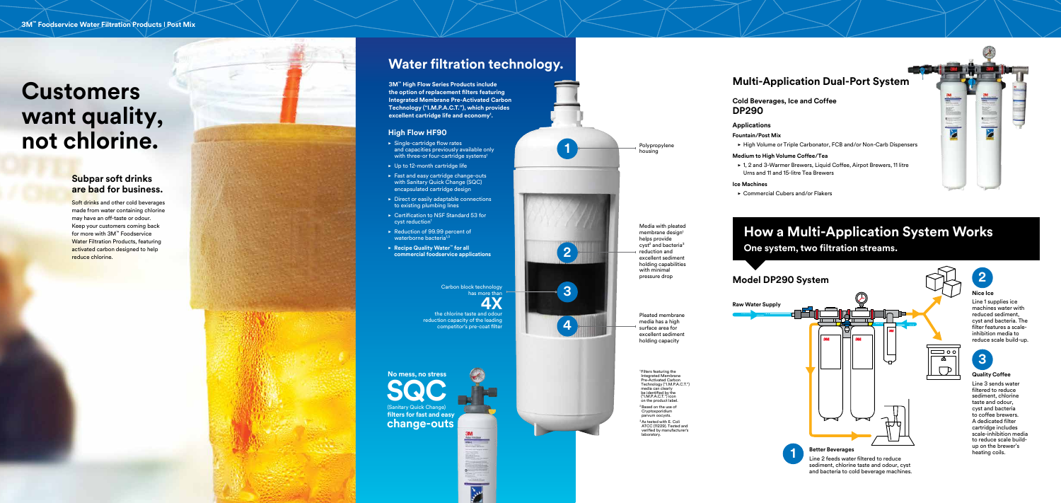# Customers want quality, not chlorine.

### Subpar soft drinks are bad for business.

Soft drinks and other cold beverages made from water containing chlorine may have an off-taste or odour. Keep your customers coming back for more with 3M™ Foodservice Water Filtration Products, featuring activated carbon designed to help reduce chlorine.

## Water filtration technology.

**3M™ High Flow Series Products include the option of replacement filters featuring Integrated Membrane Pre-Activated Carbon Technology ("I.M.P.A.C.T."), which provides excellent cartridge life and economy[1].**

### High Flow HF90

- Single-cartridge flow rates and capacities previously available only with three-or four-cartridge systems[1]
- Up to 12-month cartridge life
- Fast and easy cartridge change-outs with Sanitary Quick Change (SQC) encapsulated cartridge design
- Direct or easily adaptable connections to existing plumbing lines
- Certification to NSF Standard 53 for cyst reduction[1]
- Reduction of 99.99 percent of waterborne bacteria[1,3]
- **Recipe Quality Water™ for all commercial foodservice applications**

1 Polypropylene housing

2 Media with pleated membrane design[1] helps provide cyst[2] and bacteria[3] reduction and excellent sediment holding capabilities with minimal pressure drop

3 Carbon block technology has more than **4X** the chlorine taste and odour reduction capacity of the leading competitor's pre-coat filter

4 Pleated membrane media has a high surface area for excellent sediment holding capacity

**No mess, no stress**

**SQC**

(Sanitary Quick Change) **filters for fast and easy change-outs**

[1] Filters featuring the Integrated Membrane Pre-Activated Carbon Technology ("I.M.P.A.C.T.") media can clearly be identified by the ("I.M.P.A.C.T.") icon on the product label.

[2] Based on the use of Cryptosporidium parvum oocysts.

[3] As tested with E. Coli ATCC (11229). Tested and verified by manufacturer's laboratory.

## Multi-Application Dual-Port System

### Cold Beverages, Ice and Coffee DP290

#### Applications

**Fountain/Post Mix**

- High Volume or Triple Carbonator, FCB and/or Non-Carb Dispensers

**Medium to High Volume Coffee/Tea**

- 1, 2 and 3-Warmer Brewers, Liquid Coffee, Airpot Brewers, 11 litre Urns and 11 and 15-litre Tea Brewers

**Ice Machines**

- Commercial Cubers and/or Flakers

## How a Multi-Application System Works

**One system, two filtration streams.**

### Model DP290 System

Raw Water Supply

**1 Better Beverages**

Line 2 feeds water filtered to reduce sediment, chlorine taste and odour, cyst and bacteria to cold beverage machines.

**2 Nice Ice**

Line 1 supplies ice machines water with reduced sediment, cyst and bacteria. The filter features a scale-inhibition media to reduce scale build-up.

**3 Quality Coffee**

Line 3 sends water filtered to reduce sediment, chlorine taste and odour, cyst and bacteria to coffee brewers. A dedicated filter cartridge includes scale-inhibition media to reduce scale build-up on the brewer's heating coils.